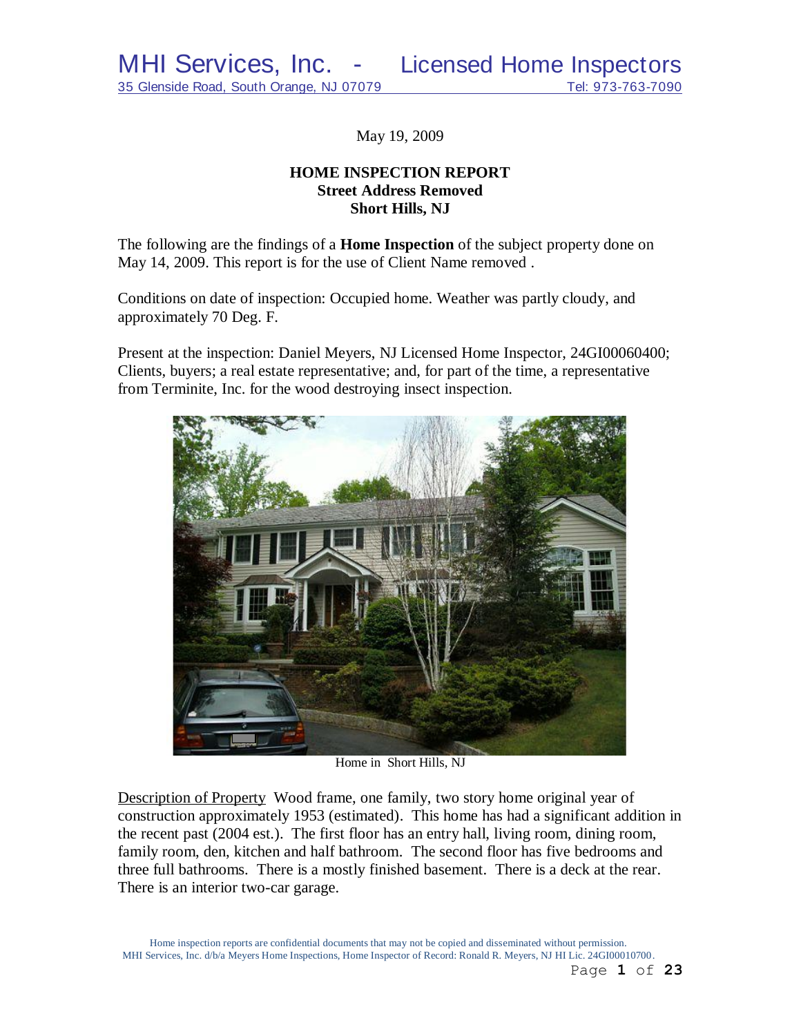# MHI Services, Inc. - Licensed Home Inspectors

35 Glenside Road, South Orange, NJ 07079 Tel: 973-763-7090

May 19, 2009

**HOME INSPECTION REPORT**
**Street Address Removed**
**Short Hills, NJ**

The following are the findings of a **Home Inspection** of the subject property done on May 14, 2009. This report is for the use of Client Name removed .

Conditions on date of inspection: Occupied home. Weather was partly cloudy, and approximately 70 Deg. F.

Present at the inspection: Daniel Meyers, NJ Licensed Home Inspector, 24GI00060400; Clients, buyers; a real estate representative; and, for part of the time, a representative from Terminite, Inc. for the wood destroying insect inspection.

Home in Short Hills, NJ

Description of Property Wood frame, one family, two story home original year of construction approximately 1953 (estimated). This home has had a significant addition in the recent past (2004 est.). The first floor has an entry hall, living room, dining room, family room, den, kitchen and half bathroom. The second floor has five bedrooms and three full bathrooms. There is a mostly finished basement. There is a deck at the rear. There is an interior two-car garage.

Home inspection reports are confidential documents that may not be copied and disseminated without permission.
MHI Services, Inc. d/b/a Meyers Home Inspections, Home Inspector of Record: Ronald R. Meyers, NJ HI Lic. 24GI00010700.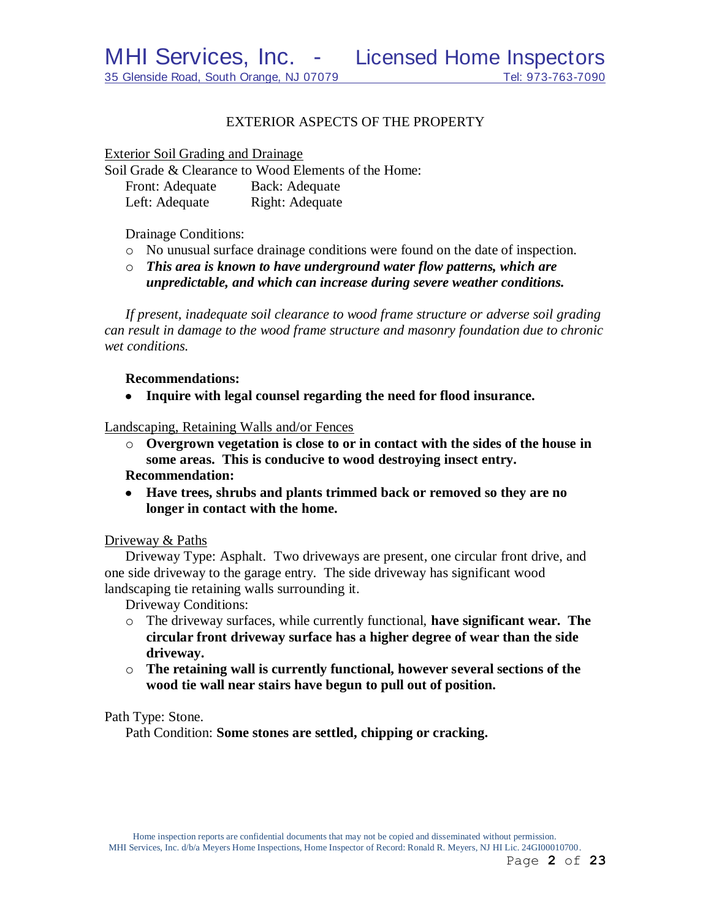## EXTERIOR ASPECTS OF THE PROPERTY

Exterior Soil Grading and Drainage

Soil Grade & Clearance to Wood Elements of the Home:

Front: Adequate  Back: Adequate
Left: Adequate  Right: Adequate

Drainage Conditions:

- No unusual surface drainage conditions were found on the date of inspection.
- ***This area is known to have underground water flow patterns, which are unpredictable, and which can increase during severe weather conditions.***

*If present, inadequate soil clearance to wood frame structure or adverse soil grading can result in damage to the wood frame structure and masonry foundation due to chronic wet conditions.*

**Recommendations:**

- **Inquire with legal counsel regarding the need for flood insurance.**

Landscaping, Retaining Walls and/or Fences

- **Overgrown vegetation is close to or in contact with the sides of the house in some areas. This is conducive to wood destroying insect entry.**

**Recommendation:**

- **Have trees, shrubs and plants trimmed back or removed so they are no longer in contact with the home.**

Driveway & Paths

Driveway Type: Asphalt. Two driveways are present, one circular front drive, and one side driveway to the garage entry. The side driveway has significant wood landscaping tie retaining walls surrounding it.

Driveway Conditions:

- The driveway surfaces, while currently functional, **have significant wear. The circular front driveway surface has a higher degree of wear than the side driveway.**
- **The retaining wall is currently functional, however several sections of the wood tie wall near stairs have begun to pull out of position.**

Path Type: Stone.

Path Condition: **Some stones are settled, chipping or cracking.**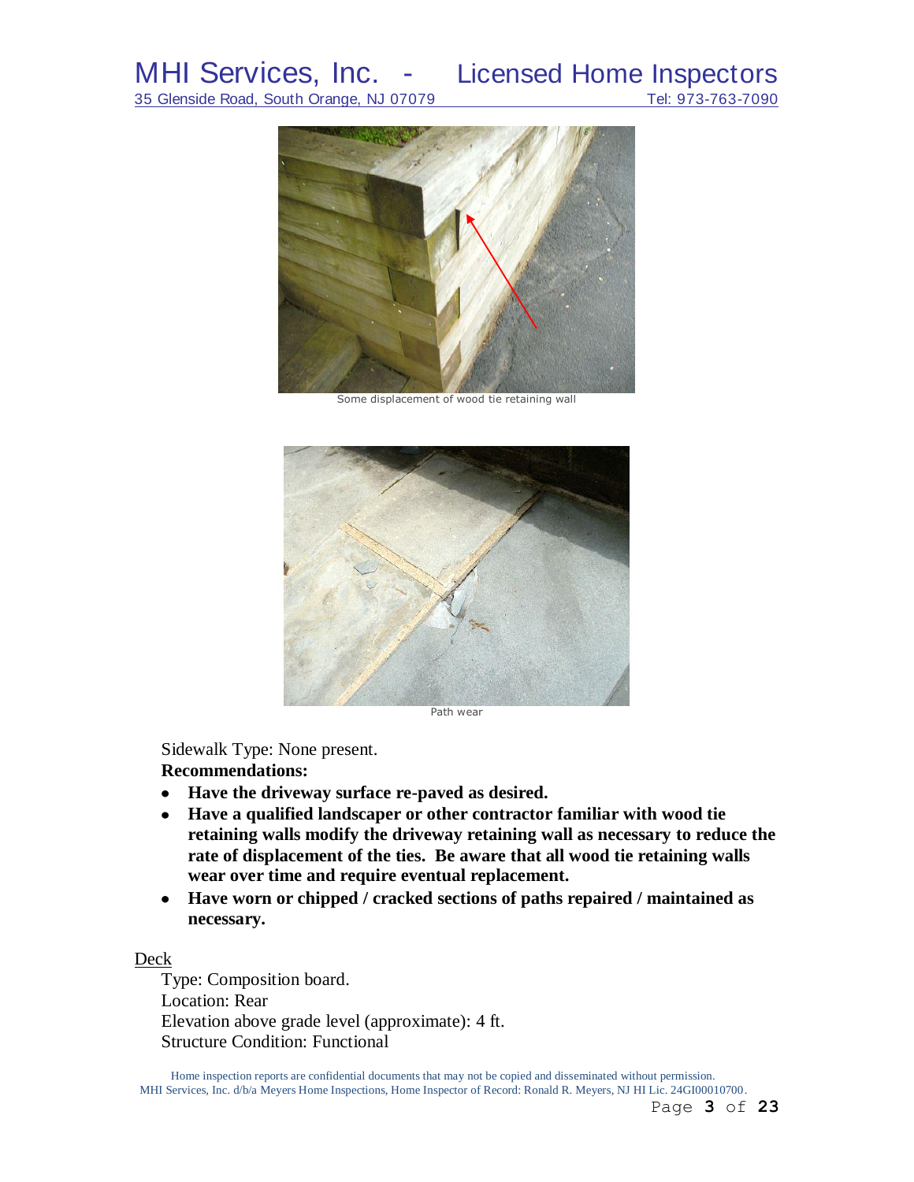Some displacement of wood tie retaining wall

Path wear

Sidewalk Type: None present.

**Recommendations:**

- **Have the driveway surface re-paved as desired.**
- **Have a qualified landscaper or other contractor familiar with wood tie retaining walls modify the driveway retaining wall as necessary to reduce the rate of displacement of the ties. Be aware that all wood tie retaining walls wear over time and require eventual replacement.**
- **Have worn or chipped / cracked sections of paths repaired / maintained as necessary.**

Deck

Type: Composition board.
Location: Rear
Elevation above grade level (approximate): 4 ft.
Structure Condition: Functional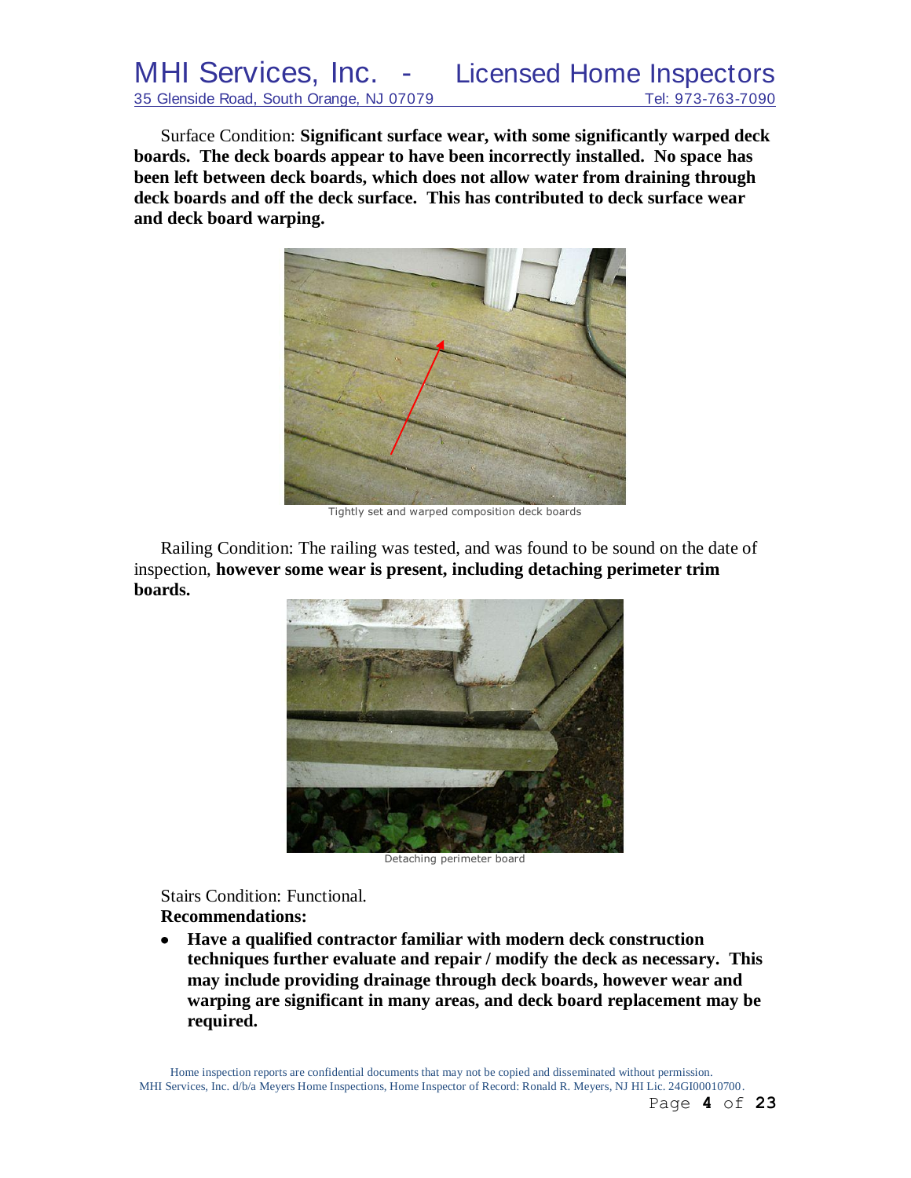Surface Condition: **Significant surface wear, with some significantly warped deck boards. The deck boards appear to have been incorrectly installed. No space has been left between deck boards, which does not allow water from draining through deck boards and off the deck surface. This has contributed to deck surface wear and deck board warping.**

Tightly set and warped composition deck boards

Railing Condition: The railing was tested, and was found to be sound on the date of inspection, **however some wear is present, including detaching perimeter trim boards.**

Detaching perimeter board

Stairs Condition: Functional.

**Recommendations:**

- **Have a qualified contractor familiar with modern deck construction techniques further evaluate and repair / modify the deck as necessary. This may include providing drainage through deck boards, however wear and warping are significant in many areas, and deck board replacement may be required.**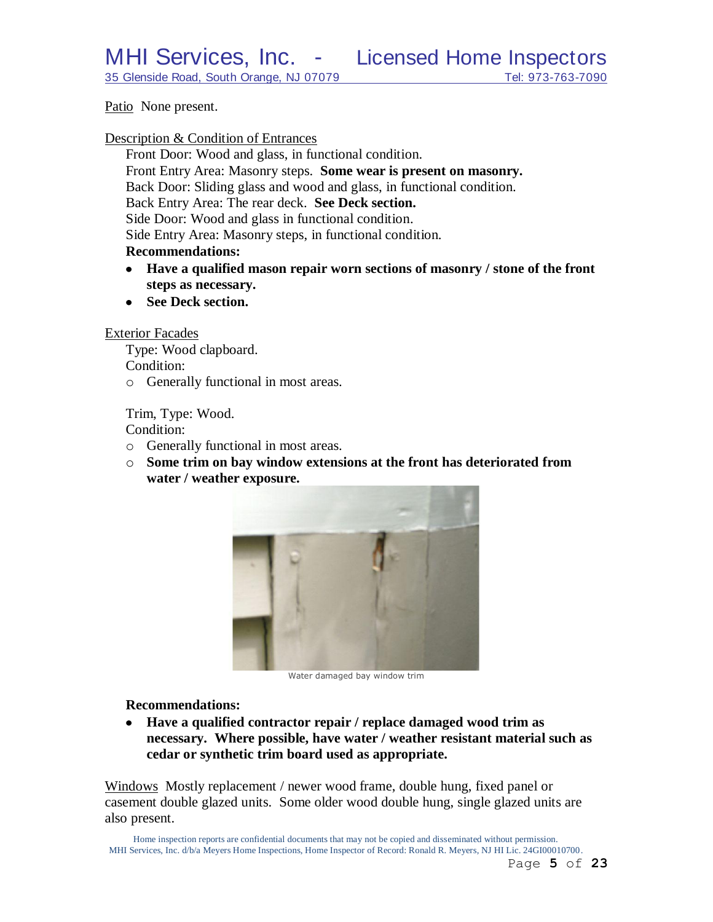Patio None present.

Description & Condition of Entrances

Front Door: Wood and glass, in functional condition.
Front Entry Area: Masonry steps. **Some wear is present on masonry.**
Back Door: Sliding glass and wood and glass, in functional condition.
Back Entry Area: The rear deck. **See Deck section.**
Side Door: Wood and glass in functional condition.
Side Entry Area: Masonry steps, in functional condition.

**Recommendations:**

- **Have a qualified mason repair worn sections of masonry / stone of the front steps as necessary.**
- **See Deck section.**

Exterior Facades

Type: Wood clapboard.
Condition:

- Generally functional in most areas.

Trim, Type: Wood.
Condition:

- Generally functional in most areas.
- **Some trim on bay window extensions at the front has deteriorated from water / weather exposure.**

Water damaged bay window trim

**Recommendations:**

- **Have a qualified contractor repair / replace damaged wood trim as necessary. Where possible, have water / weather resistant material such as cedar or synthetic trim board used as appropriate.**

Windows Mostly replacement / newer wood frame, double hung, fixed panel or casement double glazed units. Some older wood double hung, single glazed units are also present.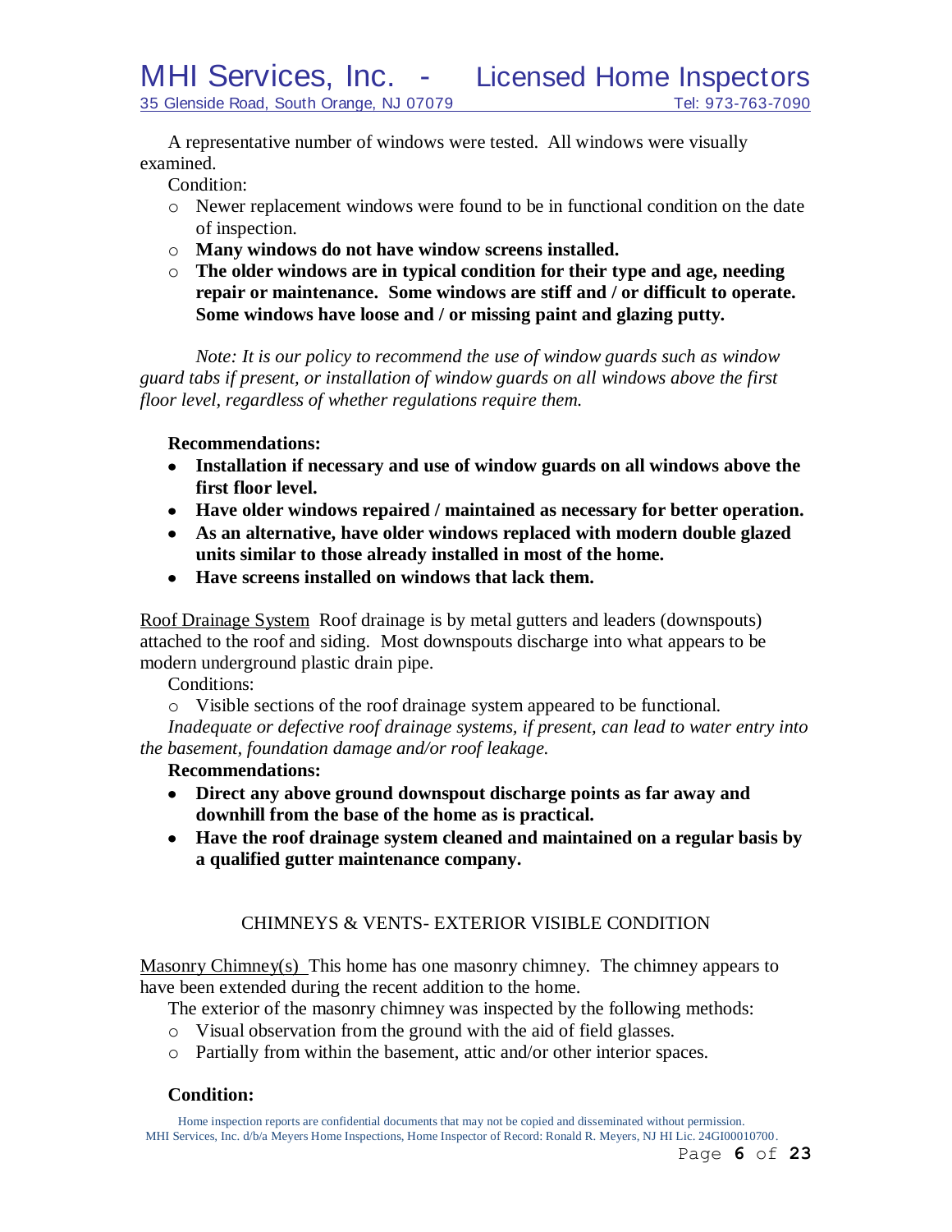A representative number of windows were tested. All windows were visually examined.

Condition:

- Newer replacement windows were found to be in functional condition on the date of inspection.
- **Many windows do not have window screens installed.**
- **The older windows are in typical condition for their type and age, needing repair or maintenance. Some windows are stiff and / or difficult to operate. Some windows have loose and / or missing paint and glazing putty.**

*Note: It is our policy to recommend the use of window guards such as window guard tabs if present, or installation of window guards on all windows above the first floor level, regardless of whether regulations require them.*

**Recommendations:**

- **Installation if necessary and use of window guards on all windows above the first floor level.**
- **Have older windows repaired / maintained as necessary for better operation.**
- **As an alternative, have older windows replaced with modern double glazed units similar to those already installed in most of the home.**
- **Have screens installed on windows that lack them.**

<u>Roof Drainage System</u> Roof drainage is by metal gutters and leaders (downspouts) attached to the roof and siding. Most downspouts discharge into what appears to be modern underground plastic drain pipe.

Conditions:

- Visible sections of the roof drainage system appeared to be functional.

*Inadequate or defective roof drainage systems, if present, can lead to water entry into the basement, foundation damage and/or roof leakage.*

**Recommendations:**

- **Direct any above ground downspout discharge points as far away and downhill from the base of the home as is practical.**
- **Have the roof drainage system cleaned and maintained on a regular basis by a qualified gutter maintenance company.**

## CHIMNEYS & VENTS- EXTERIOR VISIBLE CONDITION

<u>Masonry Chimney(s)</u> This home has one masonry chimney. The chimney appears to have been extended during the recent addition to the home.

The exterior of the masonry chimney was inspected by the following methods:

- Visual observation from the ground with the aid of field glasses.
- Partially from within the basement, attic and/or other interior spaces.

**Condition:**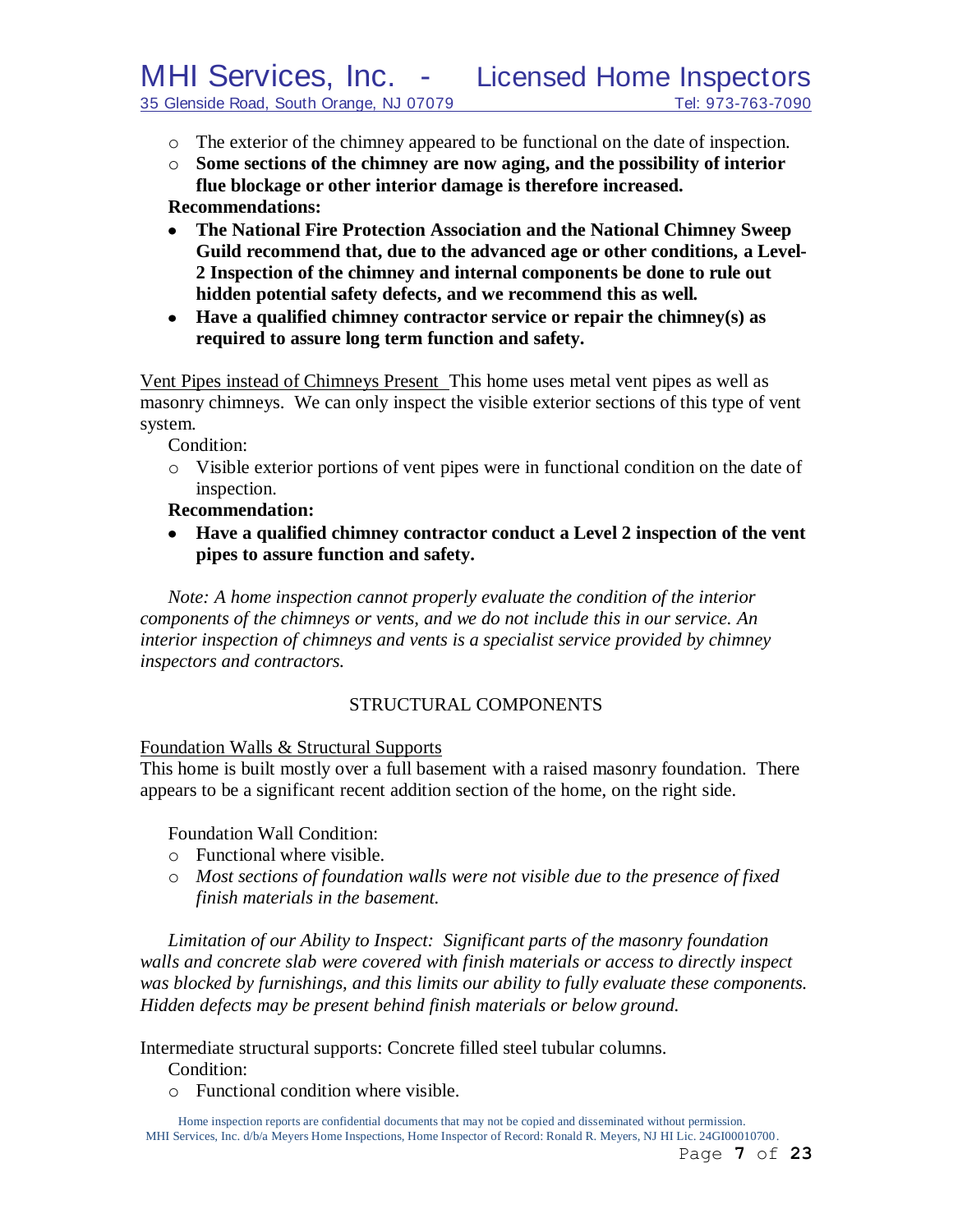- The exterior of the chimney appeared to be functional on the date of inspection.
- **Some sections of the chimney are now aging, and the possibility of interior flue blockage or other interior damage is therefore increased.**

**Recommendations:**

- **The National Fire Protection Association and the National Chimney Sweep Guild recommend that, due to the advanced age or other conditions, a Level-2 Inspection of the chimney and internal components be done to rule out hidden potential safety defects, and we recommend this as well.**
- **Have a qualified chimney contractor service or repair the chimney(s) as required to assure long term function and safety.**

<u>Vent Pipes instead of Chimneys Present</u> This home uses metal vent pipes as well as masonry chimneys. We can only inspect the visible exterior sections of this type of vent system.

Condition:

- Visible exterior portions of vent pipes were in functional condition on the date of inspection.

**Recommendation:**

- **Have a qualified chimney contractor conduct a Level 2 inspection of the vent pipes to assure function and safety.**

*Note: A home inspection cannot properly evaluate the condition of the interior components of the chimneys or vents, and we do not include this in our service. An interior inspection of chimneys and vents is a specialist service provided by chimney inspectors and contractors.*

## STRUCTURAL COMPONENTS

<u>Foundation Walls & Structural Supports</u>

This home is built mostly over a full basement with a raised masonry foundation. There appears to be a significant recent addition section of the home, on the right side.

Foundation Wall Condition:

- Functional where visible.
- *Most sections of foundation walls were not visible due to the presence of fixed finish materials in the basement.*

*Limitation of our Ability to Inspect: Significant parts of the masonry foundation walls and concrete slab were covered with finish materials or access to directly inspect was blocked by furnishings, and this limits our ability to fully evaluate these components. Hidden defects may be present behind finish materials or below ground.*

Intermediate structural supports: Concrete filled steel tubular columns.

Condition:

- Functional condition where visible.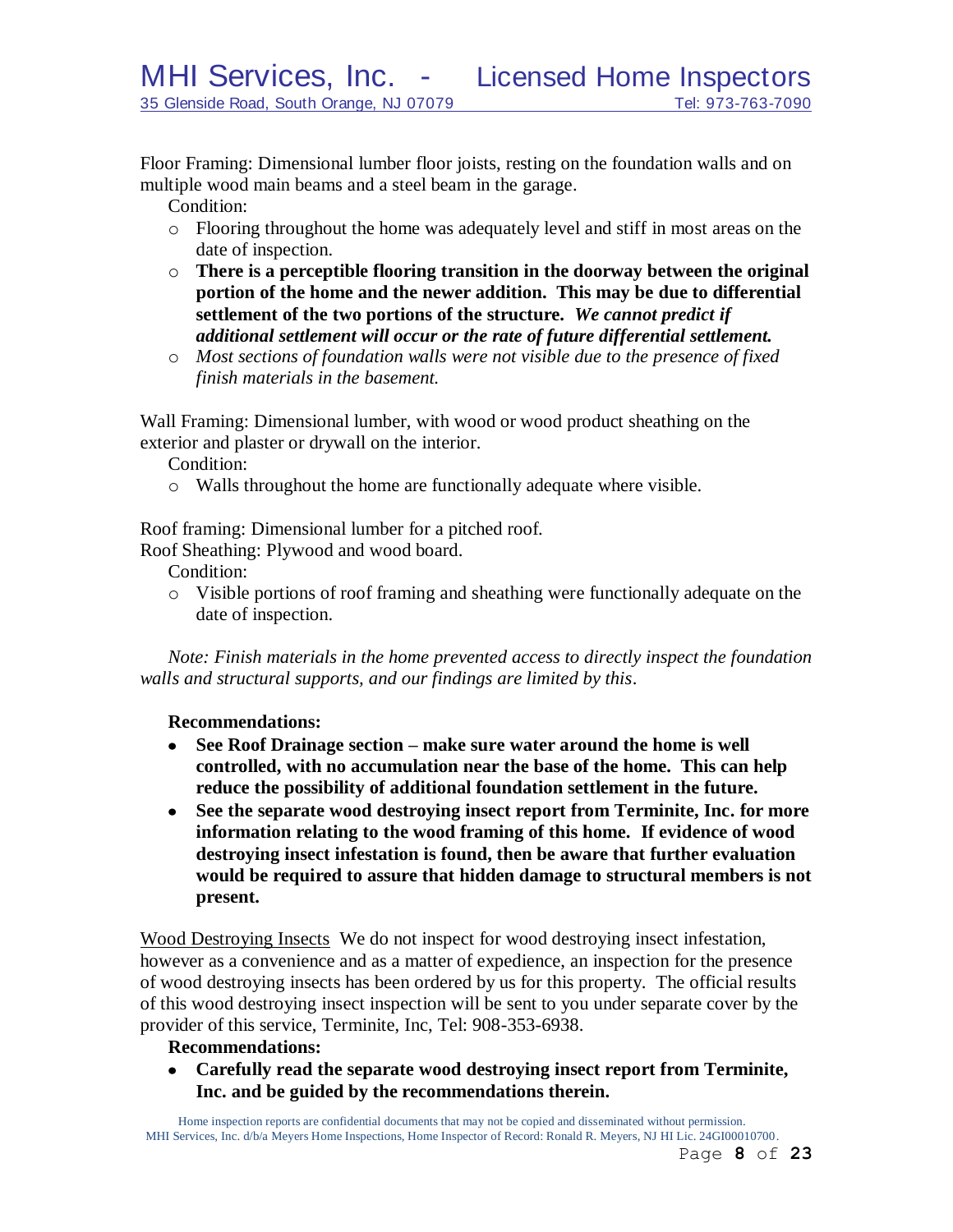Floor Framing: Dimensional lumber floor joists, resting on the foundation walls and on multiple wood main beams and a steel beam in the garage.

Condition:

- Flooring throughout the home was adequately level and stiff in most areas on the date of inspection.
- **There is a perceptible flooring transition in the doorway between the original portion of the home and the newer addition. This may be due to differential settlement of the two portions of the structure.** ***We cannot predict if additional settlement will occur or the rate of future differential settlement.***
- *Most sections of foundation walls were not visible due to the presence of fixed finish materials in the basement.*

Wall Framing: Dimensional lumber, with wood or wood product sheathing on the exterior and plaster or drywall on the interior.

Condition:

- Walls throughout the home are functionally adequate where visible.

Roof framing: Dimensional lumber for a pitched roof.
Roof Sheathing: Plywood and wood board.

Condition:

- Visible portions of roof framing and sheathing were functionally adequate on the date of inspection.

*Note: Finish materials in the home prevented access to directly inspect the foundation walls and structural supports, and our findings are limited by this*.

**Recommendations:**

- **See Roof Drainage section – make sure water around the home is well controlled, with no accumulation near the base of the home. This can help reduce the possibility of additional foundation settlement in the future.**
- **See the separate wood destroying insect report from Terminite, Inc. for more information relating to the wood framing of this home. If evidence of wood destroying insect infestation is found, then be aware that further evaluation would be required to assure that hidden damage to structural members is not present.**

Wood Destroying Insects We do not inspect for wood destroying insect infestation, however as a convenience and as a matter of expedience, an inspection for the presence of wood destroying insects has been ordered by us for this property. The official results of this wood destroying insect inspection will be sent to you under separate cover by the provider of this service, Terminite, Inc, Tel: 908-353-6938.

**Recommendations:**

- **Carefully read the separate wood destroying insect report from Terminite, Inc. and be guided by the recommendations therein.**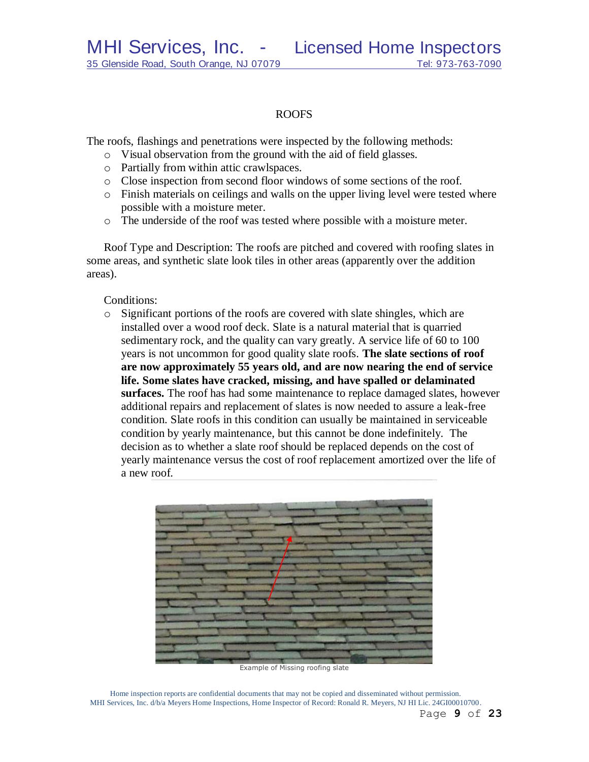## ROOFS

The roofs, flashings and penetrations were inspected by the following methods:

- Visual observation from the ground with the aid of field glasses.
- Partially from within attic crawlspaces.
- Close inspection from second floor windows of some sections of the roof.
- Finish materials on ceilings and walls on the upper living level were tested where possible with a moisture meter.
- The underside of the roof was tested where possible with a moisture meter.

Roof Type and Description: The roofs are pitched and covered with roofing slates in some areas, and synthetic slate look tiles in other areas (apparently over the addition areas).

Conditions:

- Significant portions of the roofs are covered with slate shingles, which are installed over a wood roof deck. Slate is a natural material that is quarried sedimentary rock, and the quality can vary greatly. A service life of 60 to 100 years is not uncommon for good quality slate roofs. **The slate sections of roof are now approximately 55 years old, and are now nearing the end of service life. Some slates have cracked, missing, and have spalled or delaminated surfaces.** The roof has had some maintenance to replace damaged slates, however additional repairs and replacement of slates is now needed to assure a leak-free condition. Slate roofs in this condition can usually be maintained in serviceable condition by yearly maintenance, but this cannot be done indefinitely. The decision as to whether a slate roof should be replaced depends on the cost of yearly maintenance versus the cost of roof replacement amortized over the life of a new roof.

Example of Missing roofing slate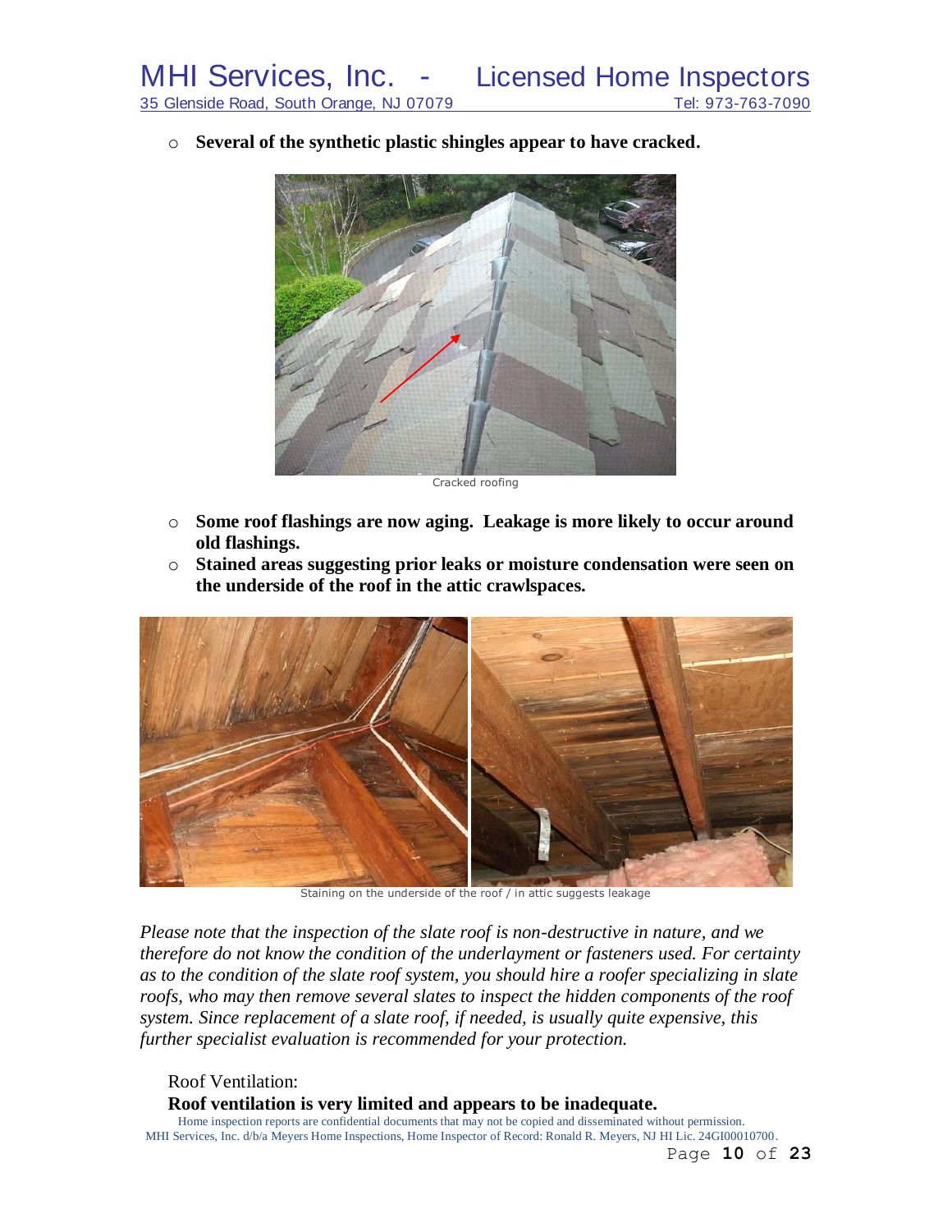- **Several of the synthetic plastic shingles appear to have cracked.**

Cracked roofing

- **Some roof flashings are now aging. Leakage is more likely to occur around old flashings.**
- **Stained areas suggesting prior leaks or moisture condensation were seen on the underside of the roof in the attic crawlspaces.**

Staining on the underside of the roof / in attic suggests leakage

*Please note that the inspection of the slate roof is non-destructive in nature, and we therefore do not know the condition of the underlayment or fasteners used. For certainty as to the condition of the slate roof system, you should hire a roofer specializing in slate roofs, who may then remove several slates to inspect the hidden components of the roof system. Since replacement of a slate roof, if needed, is usually quite expensive, this further specialist evaluation is recommended for your protection.*

Roof Ventilation:

**Roof ventilation is very limited and appears to be inadequate.**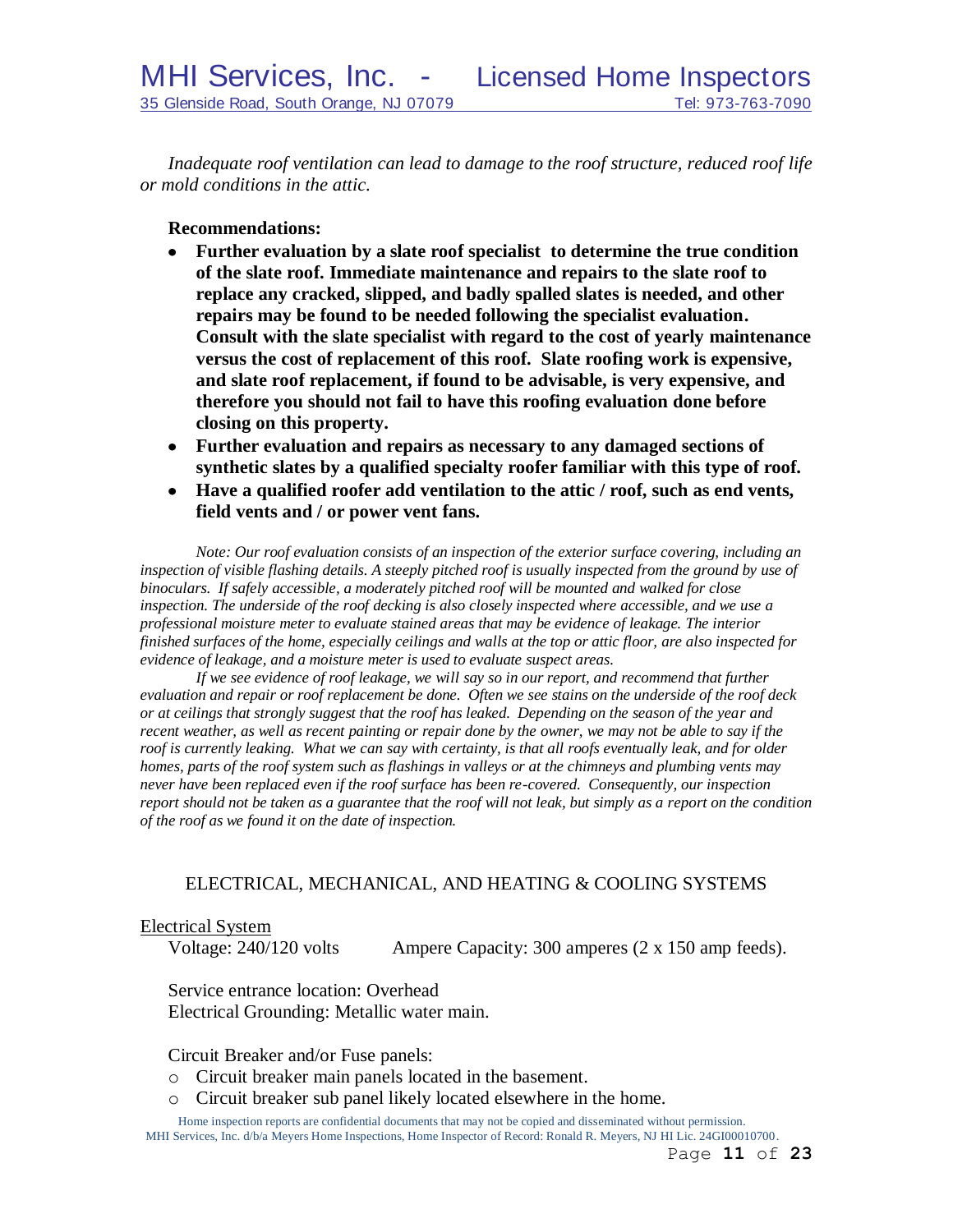*Inadequate roof ventilation can lead to damage to the roof structure, reduced roof life or mold conditions in the attic.*

**Recommendations:**

- **Further evaluation by a slate roof specialist to determine the true condition of the slate roof. Immediate maintenance and repairs to the slate roof to replace any cracked, slipped, and badly spalled slates is needed, and other repairs may be found to be needed following the specialist evaluation. Consult with the slate specialist with regard to the cost of yearly maintenance versus the cost of replacement of this roof. Slate roofing work is expensive, and slate roof replacement, if found to be advisable, is very expensive, and therefore you should not fail to have this roofing evaluation done before closing on this property.**
- **Further evaluation and repairs as necessary to any damaged sections of synthetic slates by a qualified specialty roofer familiar with this type of roof.**
- **Have a qualified roofer add ventilation to the attic / roof, such as end vents, field vents and / or power vent fans.**

*Note: Our roof evaluation consists of an inspection of the exterior surface covering, including an inspection of visible flashing details. A steeply pitched roof is usually inspected from the ground by use of binoculars. If safely accessible, a moderately pitched roof will be mounted and walked for close inspection. The underside of the roof decking is also closely inspected where accessible, and we use a professional moisture meter to evaluate stained areas that may be evidence of leakage. The interior finished surfaces of the home, especially ceilings and walls at the top or attic floor, are also inspected for evidence of leakage, and a moisture meter is used to evaluate suspect areas.*

*If we see evidence of roof leakage, we will say so in our report, and recommend that further evaluation and repair or roof replacement be done. Often we see stains on the underside of the roof deck or at ceilings that strongly suggest that the roof has leaked. Depending on the season of the year and recent weather, as well as recent painting or repair done by the owner, we may not be able to say if the roof is currently leaking. What we can say with certainty, is that all roofs eventually leak, and for older homes, parts of the roof system such as flashings in valleys or at the chimneys and plumbing vents may never have been replaced even if the roof surface has been re-covered. Consequently, our inspection report should not be taken as a guarantee that the roof will not leak, but simply as a report on the condition of the roof as we found it on the date of inspection.*

## ELECTRICAL, MECHANICAL, AND HEATING & COOLING SYSTEMS

### Electrical System

Voltage: 240/120 volts      Ampere Capacity: 300 amperes (2 x 150 amp feeds).

Service entrance location: Overhead
Electrical Grounding: Metallic water main.

Circuit Breaker and/or Fuse panels:

- Circuit breaker main panels located in the basement.
- Circuit breaker sub panel likely located elsewhere in the home.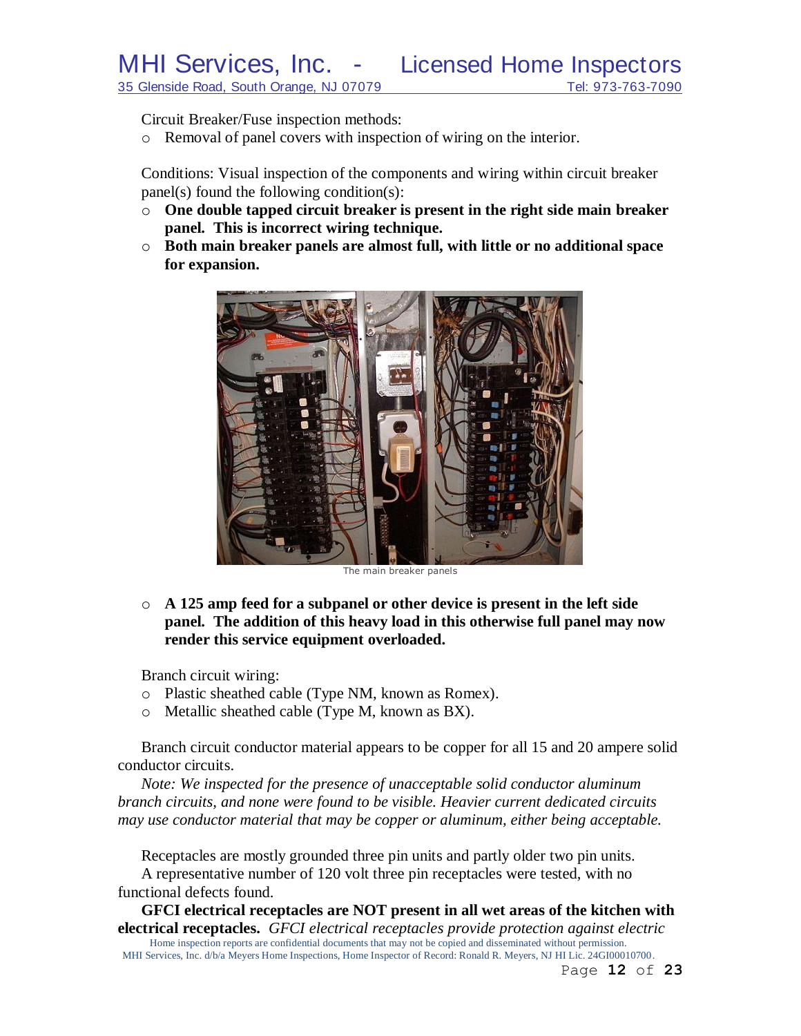Circuit Breaker/Fuse inspection methods:

- Removal of panel covers with inspection of wiring on the interior.

Conditions: Visual inspection of the components and wiring within circuit breaker panel(s) found the following condition(s):

- **One double tapped circuit breaker is present in the right side main breaker panel. This is incorrect wiring technique.**
- **Both main breaker panels are almost full, with little or no additional space for expansion.**

The main breaker panels

- **A 125 amp feed for a subpanel or other device is present in the left side panel. The addition of this heavy load in this otherwise full panel may now render this service equipment overloaded.**

Branch circuit wiring:

- Plastic sheathed cable (Type NM, known as Romex).
- Metallic sheathed cable (Type M, known as BX).

Branch circuit conductor material appears to be copper for all 15 and 20 ampere solid conductor circuits.

*Note: We inspected for the presence of unacceptable solid conductor aluminum branch circuits, and none were found to be visible. Heavier current dedicated circuits may use conductor material that may be copper or aluminum, either being acceptable.*

Receptacles are mostly grounded three pin units and partly older two pin units.

A representative number of 120 volt three pin receptacles were tested, with no functional defects found.

**GFCI electrical receptacles are NOT present in all wet areas of the kitchen with electrical receptacles.** *GFCI electrical receptacles provide protection against electric*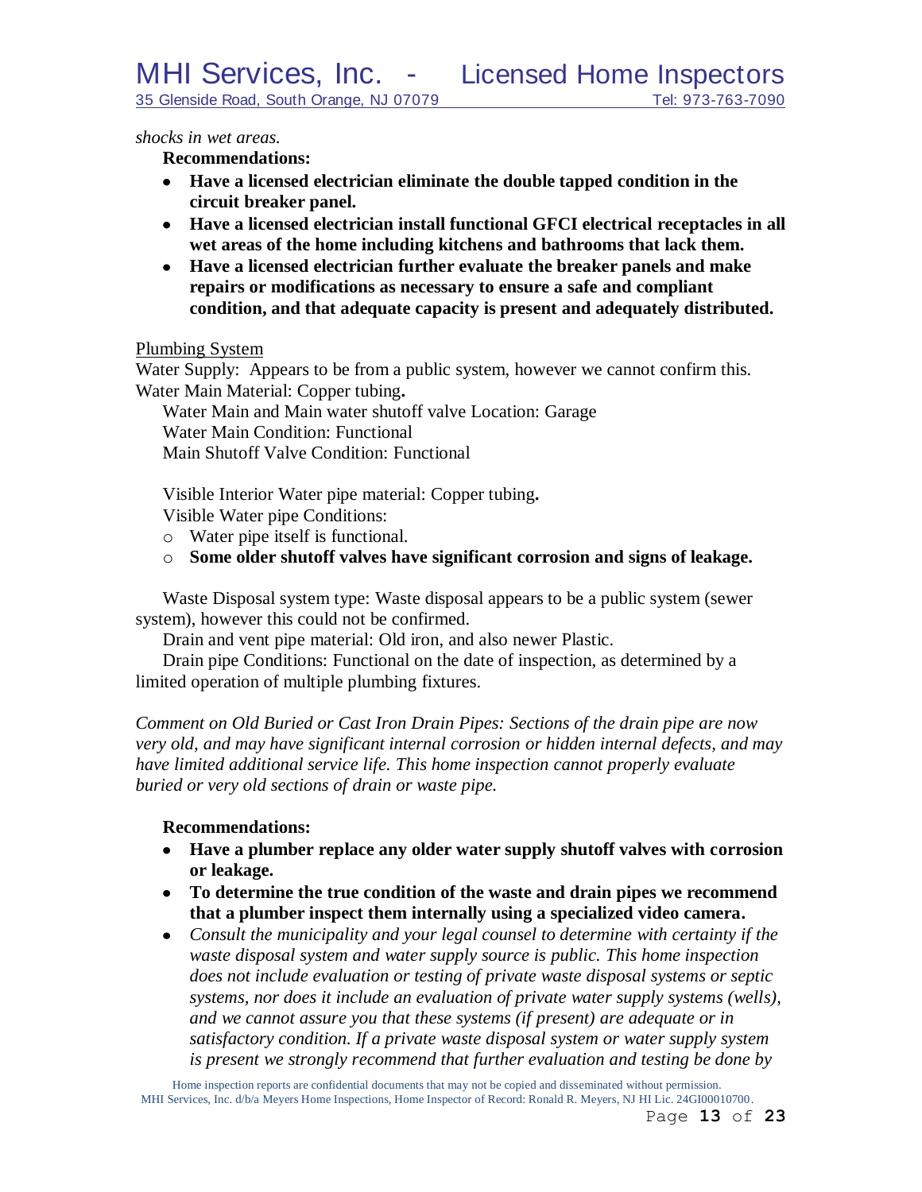*shocks in wet areas.*

**Recommendations:**

- **Have a licensed electrician eliminate the double tapped condition in the circuit breaker panel.**
- **Have a licensed electrician install functional GFCI electrical receptacles in all wet areas of the home including kitchens and bathrooms that lack them.**
- **Have a licensed electrician further evaluate the breaker panels and make repairs or modifications as necessary to ensure a safe and compliant condition, and that adequate capacity is present and adequately distributed.**

<u>Plumbing System</u>

Water Supply: Appears to be from a public system, however we cannot confirm this.

Water Main Material: Copper tubing**.**

Water Main and Main water shutoff valve Location: Garage

Water Main Condition: Functional

Main Shutoff Valve Condition: Functional

Visible Interior Water pipe material: Copper tubing**.**

Visible Water pipe Conditions:

- Water pipe itself is functional.
- **Some older shutoff valves have significant corrosion and signs of leakage.**

Waste Disposal system type: Waste disposal appears to be a public system (sewer system), however this could not be confirmed.

Drain and vent pipe material: Old iron, and also newer Plastic.

Drain pipe Conditions: Functional on the date of inspection, as determined by a limited operation of multiple plumbing fixtures.

*Comment on Old Buried or Cast Iron Drain Pipes: Sections of the drain pipe are now very old, and may have significant internal corrosion or hidden internal defects, and may have limited additional service life. This home inspection cannot properly evaluate buried or very old sections of drain or waste pipe.*

**Recommendations:**

- **Have a plumber replace any older water supply shutoff valves with corrosion or leakage.**
- **To determine the true condition of the waste and drain pipes we recommend that a plumber inspect them internally using a specialized video camera.**
- *Consult the municipality and your legal counsel to determine with certainty if the waste disposal system and water supply source is public. This home inspection does not include evaluation or testing of private waste disposal systems or septic systems, nor does it include an evaluation of private water supply systems (wells), and we cannot assure you that these systems (if present) are adequate or in satisfactory condition. If a private waste disposal system or water supply system is present we strongly recommend that further evaluation and testing be done by*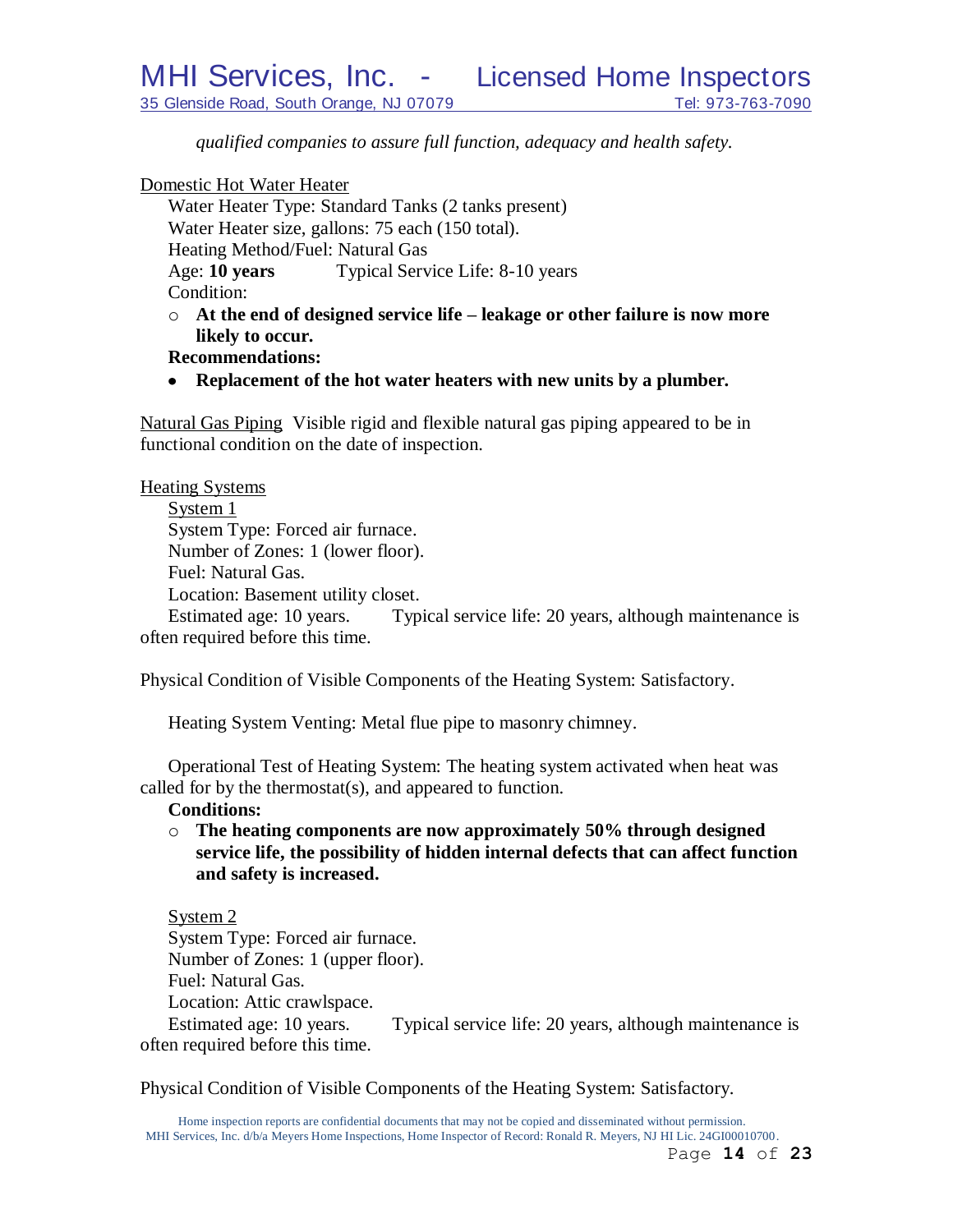*qualified companies to assure full function, adequacy and health safety.*

Domestic Hot Water Heater

Water Heater Type: Standard Tanks (2 tanks present)
Water Heater size, gallons: 75 each (150 total).
Heating Method/Fuel: Natural Gas
Age: **10 years** Typical Service Life: 8-10 years
Condition:

- **At the end of designed service life – leakage or other failure is now more likely to occur.**

**Recommendations:**

- **Replacement of the hot water heaters with new units by a plumber.**

Natural Gas Piping Visible rigid and flexible natural gas piping appeared to be in functional condition on the date of inspection.

Heating Systems

System 1

System Type: Forced air furnace.
Number of Zones: 1 (lower floor).
Fuel: Natural Gas.
Location: Basement utility closet.
Estimated age: 10 years. Typical service life: 20 years, although maintenance is often required before this time.

Physical Condition of Visible Components of the Heating System: Satisfactory.

Heating System Venting: Metal flue pipe to masonry chimney.

Operational Test of Heating System: The heating system activated when heat was called for by the thermostat(s), and appeared to function.

**Conditions:**

- **The heating components are now approximately 50% through designed service life, the possibility of hidden internal defects that can affect function and safety is increased.**

System 2

System Type: Forced air furnace.
Number of Zones: 1 (upper floor).
Fuel: Natural Gas.
Location: Attic crawlspace.
Estimated age: 10 years. Typical service life: 20 years, although maintenance is often required before this time.

Physical Condition of Visible Components of the Heating System: Satisfactory.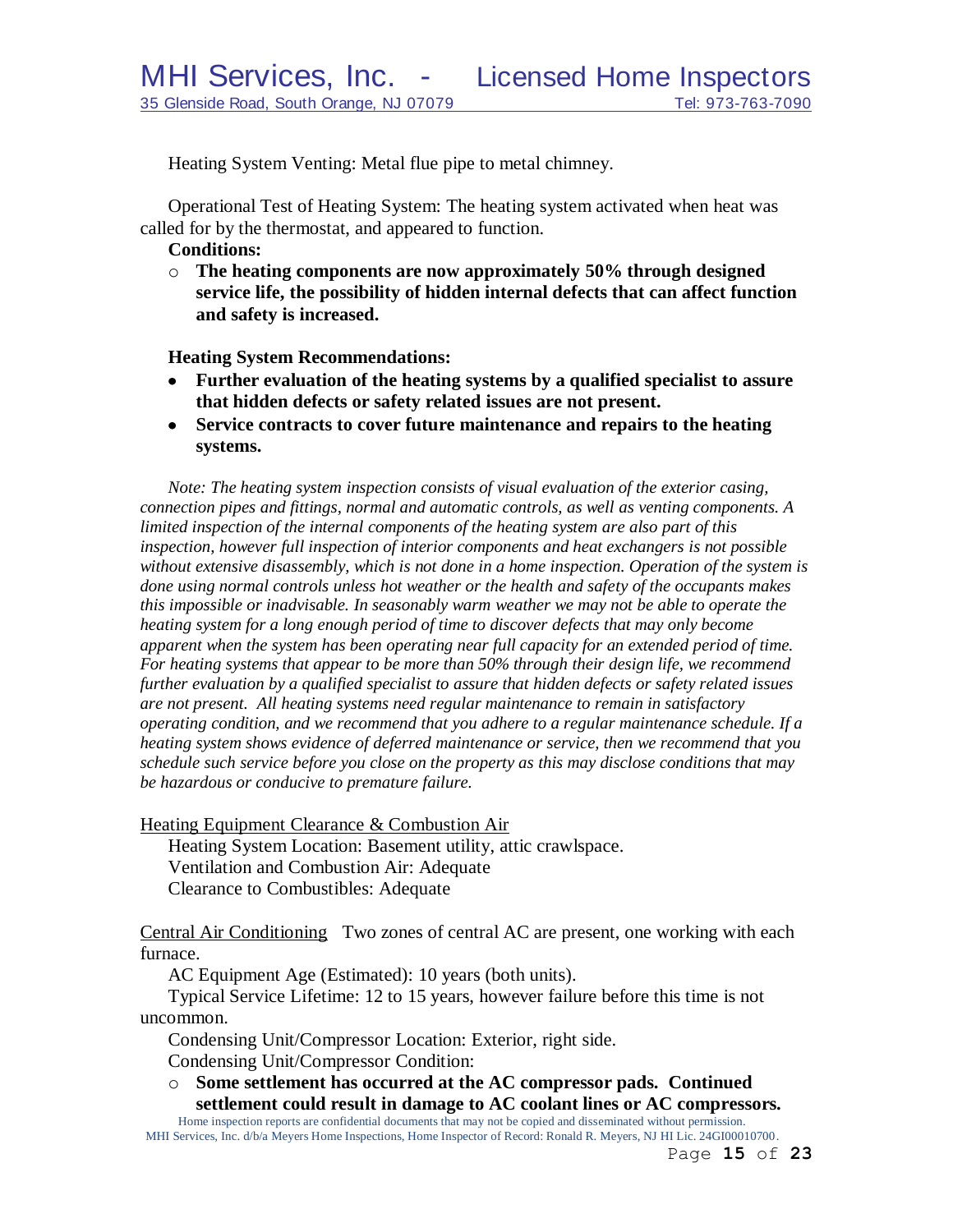Heating System Venting: Metal flue pipe to metal chimney.

Operational Test of Heating System: The heating system activated when heat was called for by the thermostat, and appeared to function.

**Conditions:**

- **The heating components are now approximately 50% through designed service life, the possibility of hidden internal defects that can affect function and safety is increased.**

**Heating System Recommendations:**

- **Further evaluation of the heating systems by a qualified specialist to assure that hidden defects or safety related issues are not present.**
- **Service contracts to cover future maintenance and repairs to the heating systems.**

*Note: The heating system inspection consists of visual evaluation of the exterior casing, connection pipes and fittings, normal and automatic controls, as well as venting components. A limited inspection of the internal components of the heating system are also part of this inspection, however full inspection of interior components and heat exchangers is not possible without extensive disassembly, which is not done in a home inspection. Operation of the system is done using normal controls unless hot weather or the health and safety of the occupants makes this impossible or inadvisable. In seasonably warm weather we may not be able to operate the heating system for a long enough period of time to discover defects that may only become apparent when the system has been operating near full capacity for an extended period of time. For heating systems that appear to be more than 50% through their design life, we recommend further evaluation by a qualified specialist to assure that hidden defects or safety related issues are not present. All heating systems need regular maintenance to remain in satisfactory operating condition, and we recommend that you adhere to a regular maintenance schedule. If a heating system shows evidence of deferred maintenance or service, then we recommend that you schedule such service before you close on the property as this may disclose conditions that may be hazardous or conducive to premature failure.*

Heating Equipment Clearance & Combustion Air

Heating System Location: Basement utility, attic crawlspace.
Ventilation and Combustion Air: Adequate
Clearance to Combustibles: Adequate

Central Air Conditioning   Two zones of central AC are present, one working with each furnace.

AC Equipment Age (Estimated): 10 years (both units).

Typical Service Lifetime: 12 to 15 years, however failure before this time is not uncommon.

Condensing Unit/Compressor Location: Exterior, right side.

Condensing Unit/Compressor Condition:

- **Some settlement has occurred at the AC compressor pads. Continued settlement could result in damage to AC coolant lines or AC compressors.**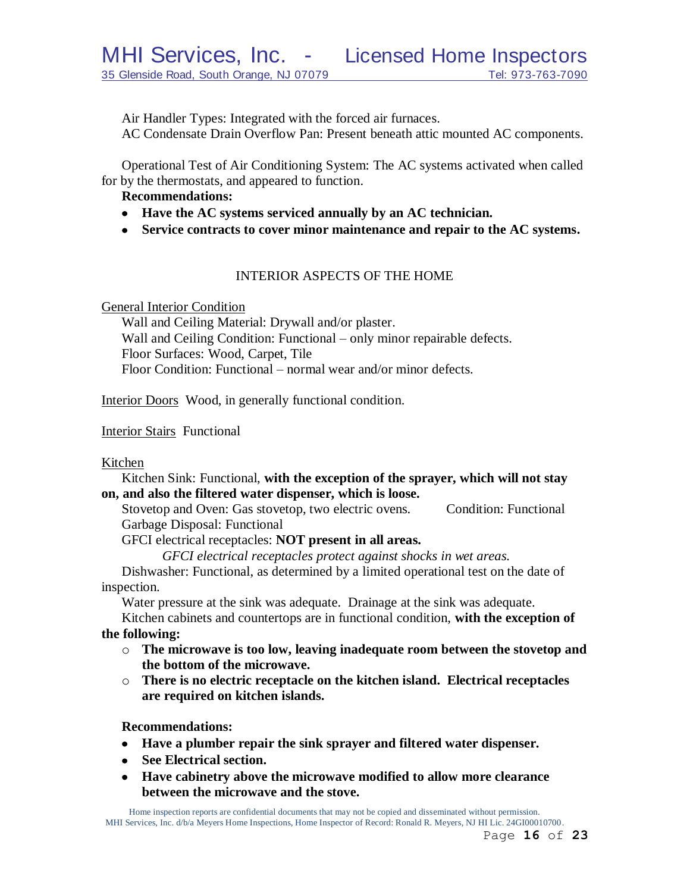Air Handler Types: Integrated with the forced air furnaces.
AC Condensate Drain Overflow Pan: Present beneath attic mounted AC components.

Operational Test of Air Conditioning System: The AC systems activated when called for by the thermostats, and appeared to function.

**Recommendations:**

- **Have the AC systems serviced annually by an AC technician.**
- **Service contracts to cover minor maintenance and repair to the AC systems.**

## INTERIOR ASPECTS OF THE HOME

General Interior Condition

Wall and Ceiling Material: Drywall and/or plaster.
Wall and Ceiling Condition: Functional – only minor repairable defects.
Floor Surfaces: Wood, Carpet, Tile
Floor Condition: Functional – normal wear and/or minor defects.

Interior Doors  Wood, in generally functional condition.

Interior Stairs  Functional

Kitchen

Kitchen Sink: Functional, **with the exception of the sprayer, which will not stay on, and also the filtered water dispenser, which is loose.**
Stovetop and Oven: Gas stovetop, two electric ovens.  Condition: Functional
Garbage Disposal: Functional
GFCI electrical receptacles: **NOT present in all areas.**

*GFCI electrical receptacles protect against shocks in wet areas.*

Dishwasher: Functional, as determined by a limited operational test on the date of inspection.
Water pressure at the sink was adequate. Drainage at the sink was adequate.
Kitchen cabinets and countertops are in functional condition, **with the exception of the following:**

- **The microwave is too low, leaving inadequate room between the stovetop and the bottom of the microwave.**
- **There is no electric receptacle on the kitchen island. Electrical receptacles are required on kitchen islands.**

**Recommendations:**

- **Have a plumber repair the sink sprayer and filtered water dispenser.**
- **See Electrical section.**
- **Have cabinetry above the microwave modified to allow more clearance between the microwave and the stove.**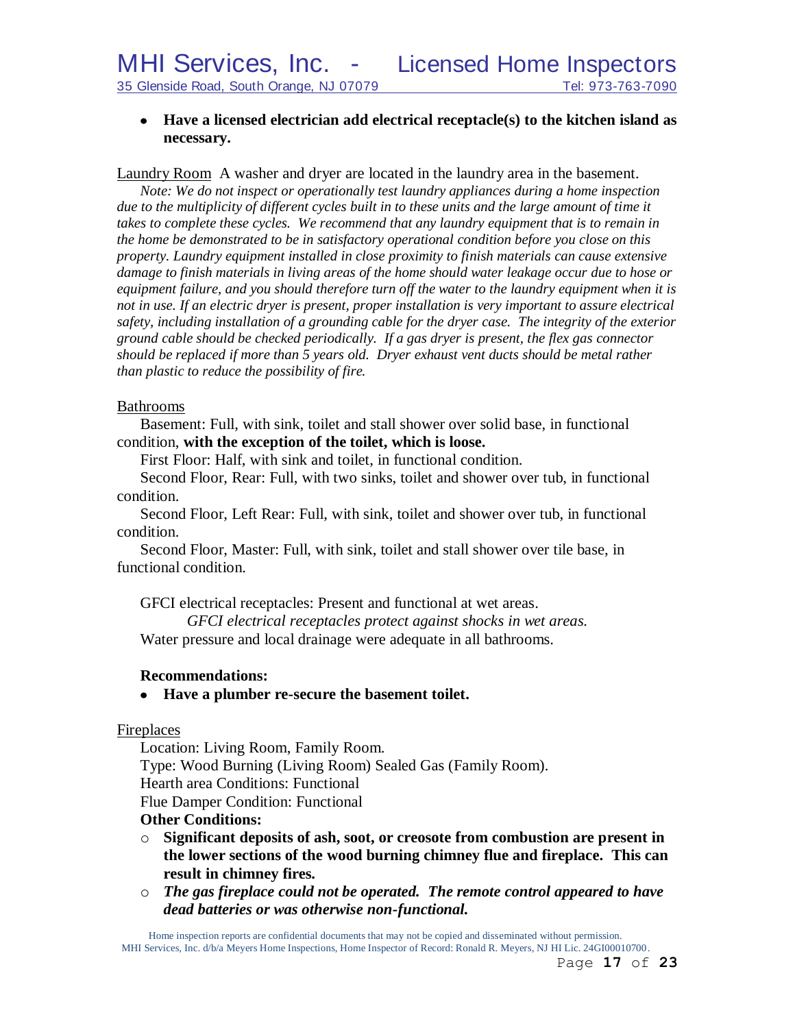- **Have a licensed electrician add electrical receptacle(s) to the kitchen island as necessary.**

Laundry Room A washer and dryer are located in the laundry area in the basement.

*Note: We do not inspect or operationally test laundry appliances during a home inspection due to the multiplicity of different cycles built in to these units and the large amount of time it takes to complete these cycles. We recommend that any laundry equipment that is to remain in the home be demonstrated to be in satisfactory operational condition before you close on this property. Laundry equipment installed in close proximity to finish materials can cause extensive damage to finish materials in living areas of the home should water leakage occur due to hose or equipment failure, and you should therefore turn off the water to the laundry equipment when it is not in use. If an electric dryer is present, proper installation is very important to assure electrical safety, including installation of a grounding cable for the dryer case. The integrity of the exterior ground cable should be checked periodically. If a gas dryer is present, the flex gas connector should be replaced if more than 5 years old. Dryer exhaust vent ducts should be metal rather than plastic to reduce the possibility of fire.*

Bathrooms

Basement: Full, with sink, toilet and stall shower over solid base, in functional condition, **with the exception of the toilet, which is loose.**

First Floor: Half, with sink and toilet, in functional condition.

Second Floor, Rear: Full, with two sinks, toilet and shower over tub, in functional condition.

Second Floor, Left Rear: Full, with sink, toilet and shower over tub, in functional condition.

Second Floor, Master: Full, with sink, toilet and stall shower over tile base, in functional condition.

GFCI electrical receptacles: Present and functional at wet areas.

*GFCI electrical receptacles protect against shocks in wet areas.*

Water pressure and local drainage were adequate in all bathrooms.

**Recommendations:**

- **Have a plumber re-secure the basement toilet.**

Fireplaces

Location: Living Room, Family Room.

Type: Wood Burning (Living Room) Sealed Gas (Family Room).

Hearth area Conditions: Functional

Flue Damper Condition: Functional

**Other Conditions:**

- **Significant deposits of ash, soot, or creosote from combustion are present in the lower sections of the wood burning chimney flue and fireplace. This can result in chimney fires.**
- ***The gas fireplace could not be operated. The remote control appeared to have dead batteries or was otherwise non-functional.***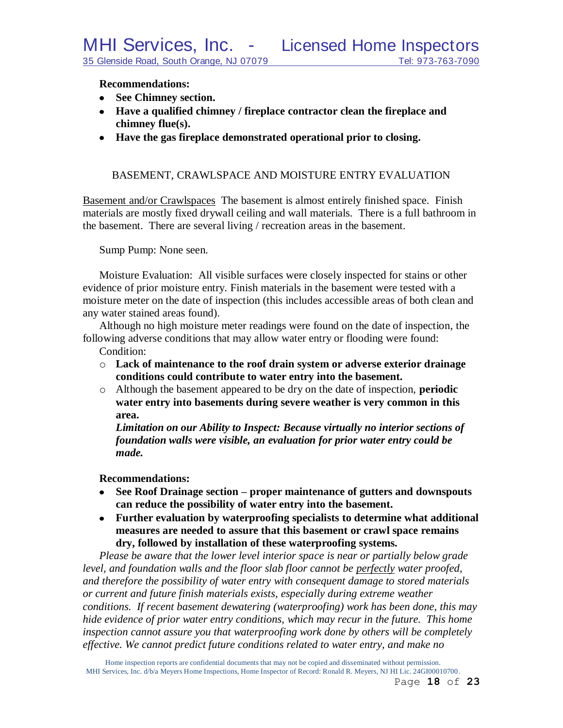**Recommendations:**

- **See Chimney section.**
- **Have a qualified chimney / fireplace contractor clean the fireplace and chimney flue(s).**
- **Have the gas fireplace demonstrated operational prior to closing.**

## BASEMENT, CRAWLSPACE AND MOISTURE ENTRY EVALUATION

<u>Basement and/or Crawlspaces</u> The basement is almost entirely finished space. Finish materials are mostly fixed drywall ceiling and wall materials. There is a full bathroom in the basement. There are several living / recreation areas in the basement.

Sump Pump: None seen.

Moisture Evaluation: All visible surfaces were closely inspected for stains or other evidence of prior moisture entry. Finish materials in the basement were tested with a moisture meter on the date of inspection (this includes accessible areas of both clean and any water stained areas found).

Although no high moisture meter readings were found on the date of inspection, the following adverse conditions that may allow water entry or flooding were found:

Condition:

- **Lack of maintenance to the roof drain system or adverse exterior drainage conditions could contribute to water entry into the basement.**
- Although the basement appeared to be dry on the date of inspection, **periodic water entry into basements during severe weather is very common in this area.**

  ***Limitation on our Ability to Inspect: Because virtually no interior sections of foundation walls were visible, an evaluation for prior water entry could be made.***

**Recommendations:**

- **See Roof Drainage section – proper maintenance of gutters and downspouts can reduce the possibility of water entry into the basement.**
- **Further evaluation by waterproofing specialists to determine what additional measures are needed to assure that this basement or crawl space remains dry, followed by installation of these waterproofing systems.**

*Please be aware that the lower level interior space is near or partially below grade level, and foundation walls and the floor slab floor cannot be <u>perfectly</u> water proofed, and therefore the possibility of water entry with consequent damage to stored materials or current and future finish materials exists, especially during extreme weather conditions. If recent basement dewatering (waterproofing) work has been done, this may hide evidence of prior water entry conditions, which may recur in the future. This home inspection cannot assure you that waterproofing work done by others will be completely effective. We cannot predict future conditions related to water entry, and make no*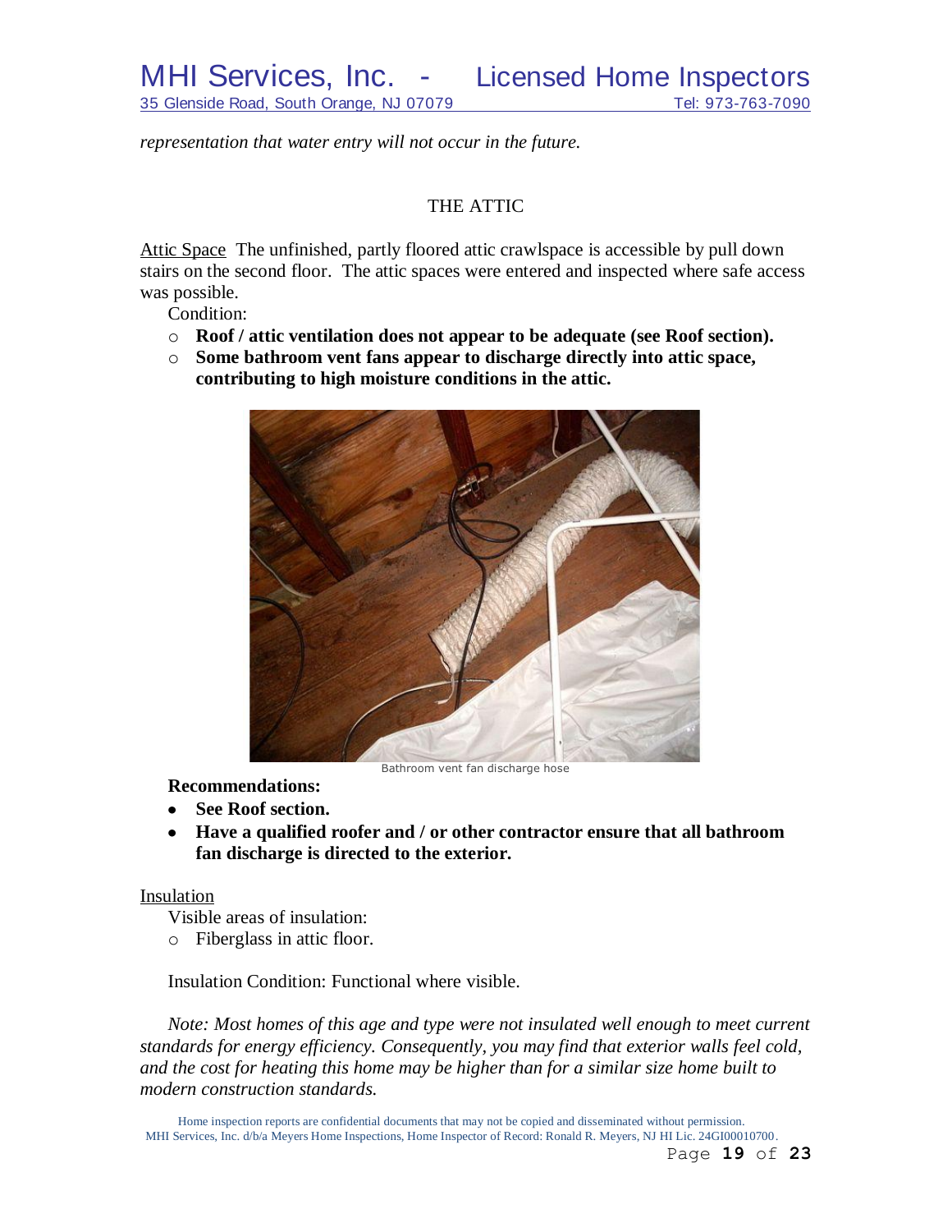*representation that water entry will not occur in the future.*

## THE ATTIC

<u>Attic Space</u> The unfinished, partly floored attic crawlspace is accessible by pull down stairs on the second floor. The attic spaces were entered and inspected where safe access was possible.

Condition:

- **Roof / attic ventilation does not appear to be adequate (see Roof section).**
- **Some bathroom vent fans appear to discharge directly into attic space, contributing to high moisture conditions in the attic.**

Bathroom vent fan discharge hose

**Recommendations:**

- **See Roof section.**
- **Have a qualified roofer and / or other contractor ensure that all bathroom fan discharge is directed to the exterior.**

<u>Insulation</u>

Visible areas of insulation:

- Fiberglass in attic floor.

Insulation Condition: Functional where visible.

*Note: Most homes of this age and type were not insulated well enough to meet current standards for energy efficiency. Consequently, you may find that exterior walls feel cold, and the cost for heating this home may be higher than for a similar size home built to modern construction standards.*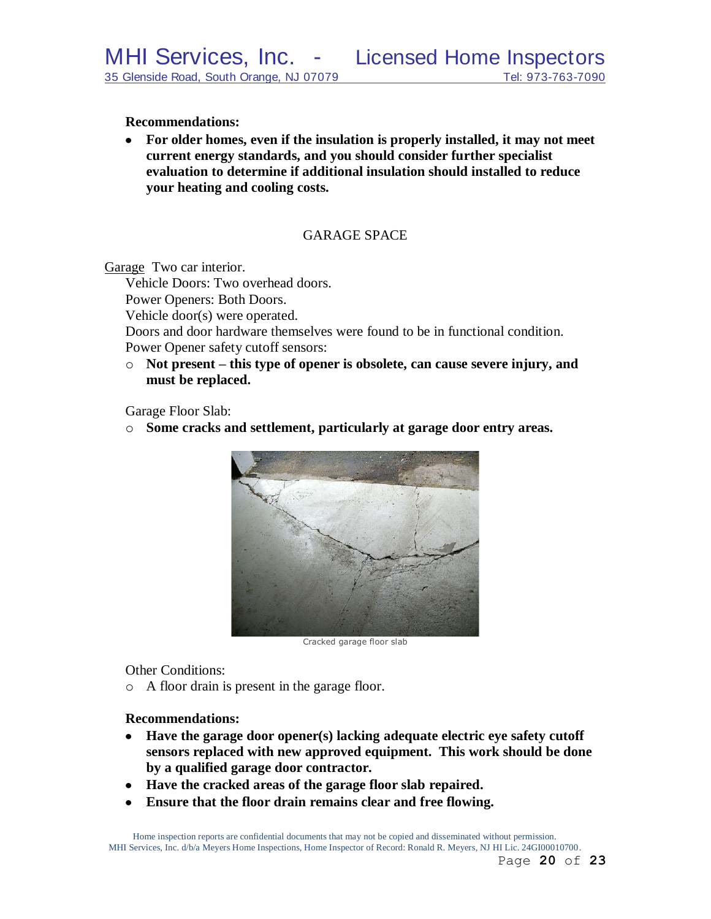**Recommendations:**

- **For older homes, even if the insulation is properly installed, it may not meet current energy standards, and you should consider further specialist evaluation to determine if additional insulation should installed to reduce your heating and cooling costs.**

## GARAGE SPACE

Garage Two car interior.

Vehicle Doors: Two overhead doors.

Power Openers: Both Doors.

Vehicle door(s) were operated.

Doors and door hardware themselves were found to be in functional condition.

Power Opener safety cutoff sensors:

- **Not present – this type of opener is obsolete, can cause severe injury, and must be replaced.**

Garage Floor Slab:

- **Some cracks and settlement, particularly at garage door entry areas.**

Cracked garage floor slab

Other Conditions:

- A floor drain is present in the garage floor.

**Recommendations:**

- **Have the garage door opener(s) lacking adequate electric eye safety cutoff sensors replaced with new approved equipment. This work should be done by a qualified garage door contractor.**
- **Have the cracked areas of the garage floor slab repaired.**
- **Ensure that the floor drain remains clear and free flowing.**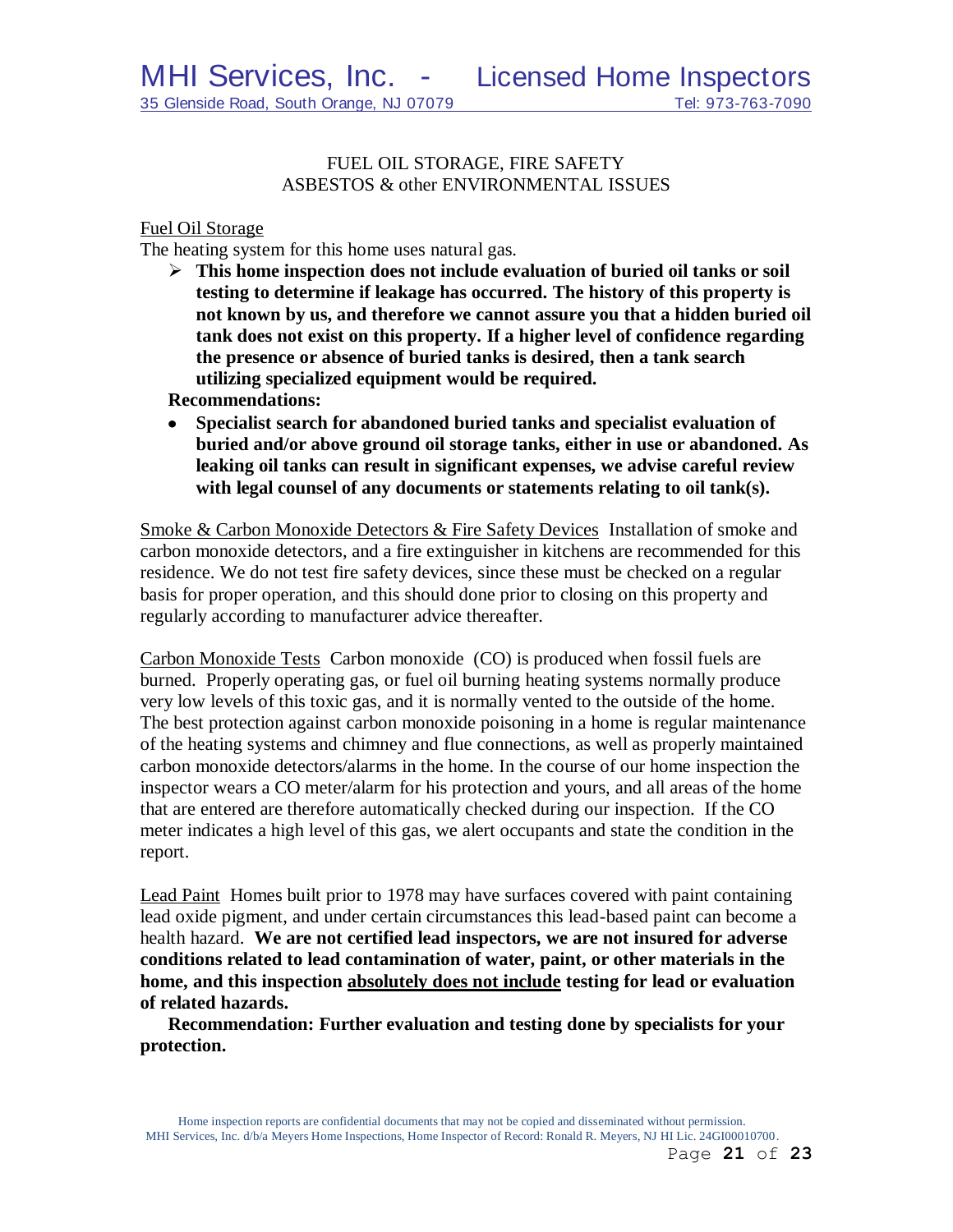FUEL OIL STORAGE, FIRE SAFETY
ASBESTOS & other ENVIRONMENTAL ISSUES

Fuel Oil Storage

The heating system for this home uses natural gas.

- **This home inspection does not include evaluation of buried oil tanks or soil testing to determine if leakage has occurred. The history of this property is not known by us, and therefore we cannot assure you that a hidden buried oil tank does not exist on this property. If a higher level of confidence regarding the presence or absence of buried tanks is desired, then a tank search utilizing specialized equipment would be required.**

**Recommendations:**

- **Specialist search for abandoned buried tanks and specialist evaluation of buried and/or above ground oil storage tanks, either in use or abandoned. As leaking oil tanks can result in significant expenses, we advise careful review with legal counsel of any documents or statements relating to oil tank(s).**

Smoke & Carbon Monoxide Detectors & Fire Safety Devices Installation of smoke and carbon monoxide detectors, and a fire extinguisher in kitchens are recommended for this residence. We do not test fire safety devices, since these must be checked on a regular basis for proper operation, and this should done prior to closing on this property and regularly according to manufacturer advice thereafter.

Carbon Monoxide Tests Carbon monoxide (CO) is produced when fossil fuels are burned. Properly operating gas, or fuel oil burning heating systems normally produce very low levels of this toxic gas, and it is normally vented to the outside of the home. The best protection against carbon monoxide poisoning in a home is regular maintenance of the heating systems and chimney and flue connections, as well as properly maintained carbon monoxide detectors/alarms in the home. In the course of our home inspection the inspector wears a CO meter/alarm for his protection and yours, and all areas of the home that are entered are therefore automatically checked during our inspection. If the CO meter indicates a high level of this gas, we alert occupants and state the condition in the report.

Lead Paint Homes built prior to 1978 may have surfaces covered with paint containing lead oxide pigment, and under certain circumstances this lead-based paint can become a health hazard. **We are not certified lead inspectors, we are not insured for adverse conditions related to lead contamination of water, paint, or other materials in the home, and this inspection absolutely does not include testing for lead or evaluation of related hazards.**

**Recommendation: Further evaluation and testing done by specialists for your protection.**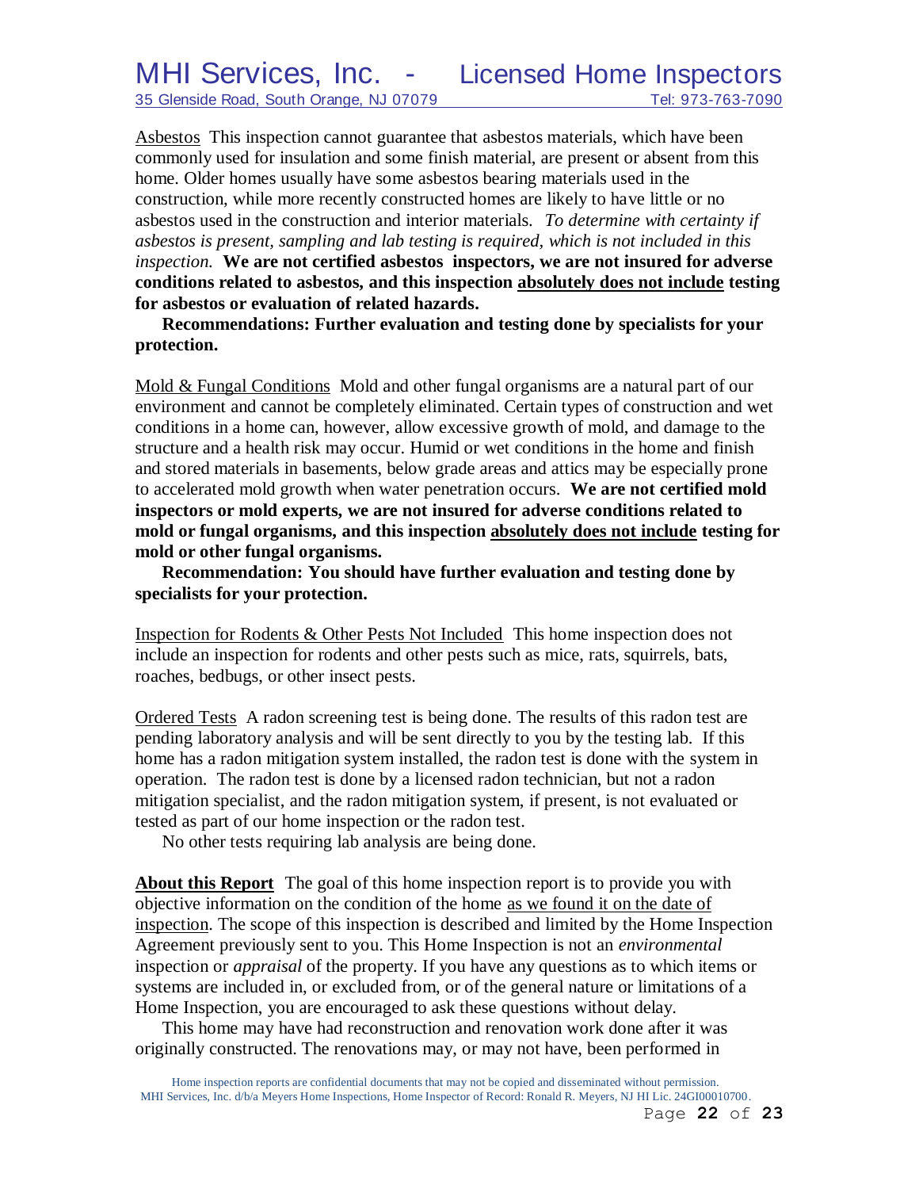Asbestos This inspection cannot guarantee that asbestos materials, which have been commonly used for insulation and some finish material, are present or absent from this home. Older homes usually have some asbestos bearing materials used in the construction, while more recently constructed homes are likely to have little or no asbestos used in the construction and interior materials. *To determine with certainty if asbestos is present, sampling and lab testing is required, which is not included in this inspection.* **We are not certified asbestos inspectors, we are not insured for adverse conditions related to asbestos, and this inspection absolutely does not include testing for asbestos or evaluation of related hazards.**

**Recommendations: Further evaluation and testing done by specialists for your protection.**

Mold & Fungal Conditions Mold and other fungal organisms are a natural part of our environment and cannot be completely eliminated. Certain types of construction and wet conditions in a home can, however, allow excessive growth of mold, and damage to the structure and a health risk may occur. Humid or wet conditions in the home and finish and stored materials in basements, below grade areas and attics may be especially prone to accelerated mold growth when water penetration occurs. **We are not certified mold inspectors or mold experts, we are not insured for adverse conditions related to mold or fungal organisms, and this inspection absolutely does not include testing for mold or other fungal organisms.**

**Recommendation: You should have further evaluation and testing done by specialists for your protection.**

Inspection for Rodents & Other Pests Not Included This home inspection does not include an inspection for rodents and other pests such as mice, rats, squirrels, bats, roaches, bedbugs, or other insect pests.

Ordered Tests A radon screening test is being done. The results of this radon test are pending laboratory analysis and will be sent directly to you by the testing lab. If this home has a radon mitigation system installed, the radon test is done with the system in operation. The radon test is done by a licensed radon technician, but not a radon mitigation specialist, and the radon mitigation system, if present, is not evaluated or tested as part of our home inspection or the radon test.

No other tests requiring lab analysis are being done.

**About this Report** The goal of this home inspection report is to provide you with objective information on the condition of the home as we found it on the date of inspection. The scope of this inspection is described and limited by the Home Inspection Agreement previously sent to you. This Home Inspection is not an *environmental* inspection or *appraisal* of the property. If you have any questions as to which items or systems are included in, or excluded from, or of the general nature or limitations of a Home Inspection, you are encouraged to ask these questions without delay.

This home may have had reconstruction and renovation work done after it was originally constructed. The renovations may, or may not have, been performed in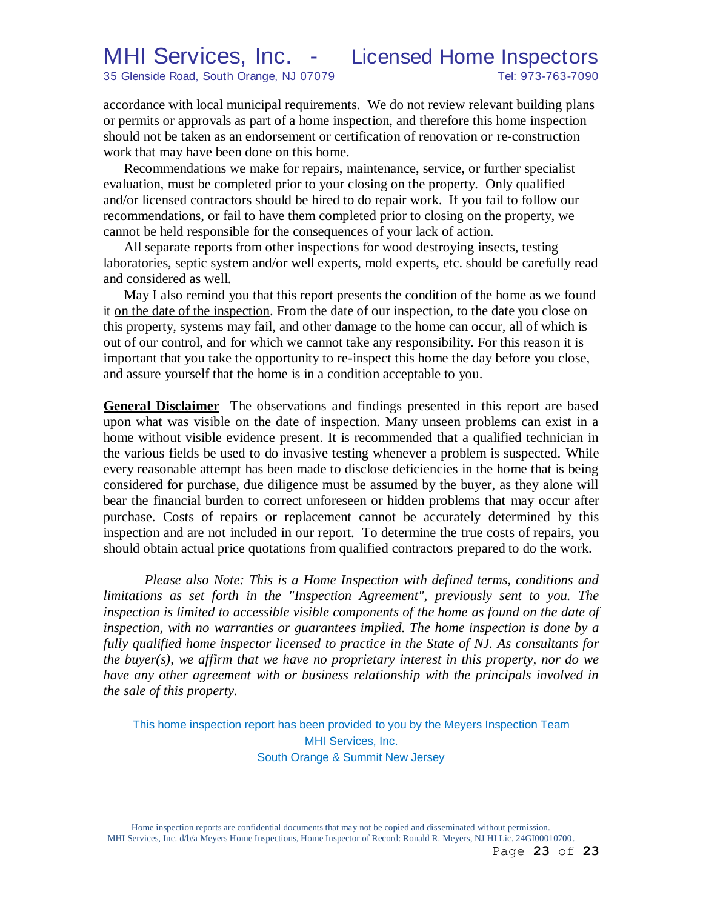accordance with local municipal requirements. We do not review relevant building plans or permits or approvals as part of a home inspection, and therefore this home inspection should not be taken as an endorsement or certification of renovation or re-construction work that may have been done on this home.

Recommendations we make for repairs, maintenance, service, or further specialist evaluation, must be completed prior to your closing on the property. Only qualified and/or licensed contractors should be hired to do repair work. If you fail to follow our recommendations, or fail to have them completed prior to closing on the property, we cannot be held responsible for the consequences of your lack of action.

All separate reports from other inspections for wood destroying insects, testing laboratories, septic system and/or well experts, mold experts, etc. should be carefully read and considered as well.

May I also remind you that this report presents the condition of the home as we found it on the date of the inspection. From the date of our inspection, to the date you close on this property, systems may fail, and other damage to the home can occur, all of which is out of our control, and for which we cannot take any responsibility. For this reason it is important that you take the opportunity to re-inspect this home the day before you close, and assure yourself that the home is in a condition acceptable to you.

**General Disclaimer** The observations and findings presented in this report are based upon what was visible on the date of inspection. Many unseen problems can exist in a home without visible evidence present. It is recommended that a qualified technician in the various fields be used to do invasive testing whenever a problem is suspected. While every reasonable attempt has been made to disclose deficiencies in the home that is being considered for purchase, due diligence must be assumed by the buyer, as they alone will bear the financial burden to correct unforeseen or hidden problems that may occur after purchase. Costs of repairs or replacement cannot be accurately determined by this inspection and are not included in our report. To determine the true costs of repairs, you should obtain actual price quotations from qualified contractors prepared to do the work.

*Please also Note: This is a Home Inspection with defined terms, conditions and limitations as set forth in the "Inspection Agreement", previously sent to you. The inspection is limited to accessible visible components of the home as found on the date of inspection, with no warranties or guarantees implied. The home inspection is done by a fully qualified home inspector licensed to practice in the State of NJ. As consultants for the buyer(s), we affirm that we have no proprietary interest in this property, nor do we have any other agreement with or business relationship with the principals involved in the sale of this property.*

This home inspection report has been provided to you by the Meyers Inspection Team
MHI Services, Inc.
South Orange & Summit New Jersey

Home inspection reports are confidential documents that may not be copied and disseminated without permission.
MHI Services, Inc. d/b/a Meyers Home Inspections, Home Inspector of Record: Ronald R. Meyers, NJ HI Lic. 24GI00010700.